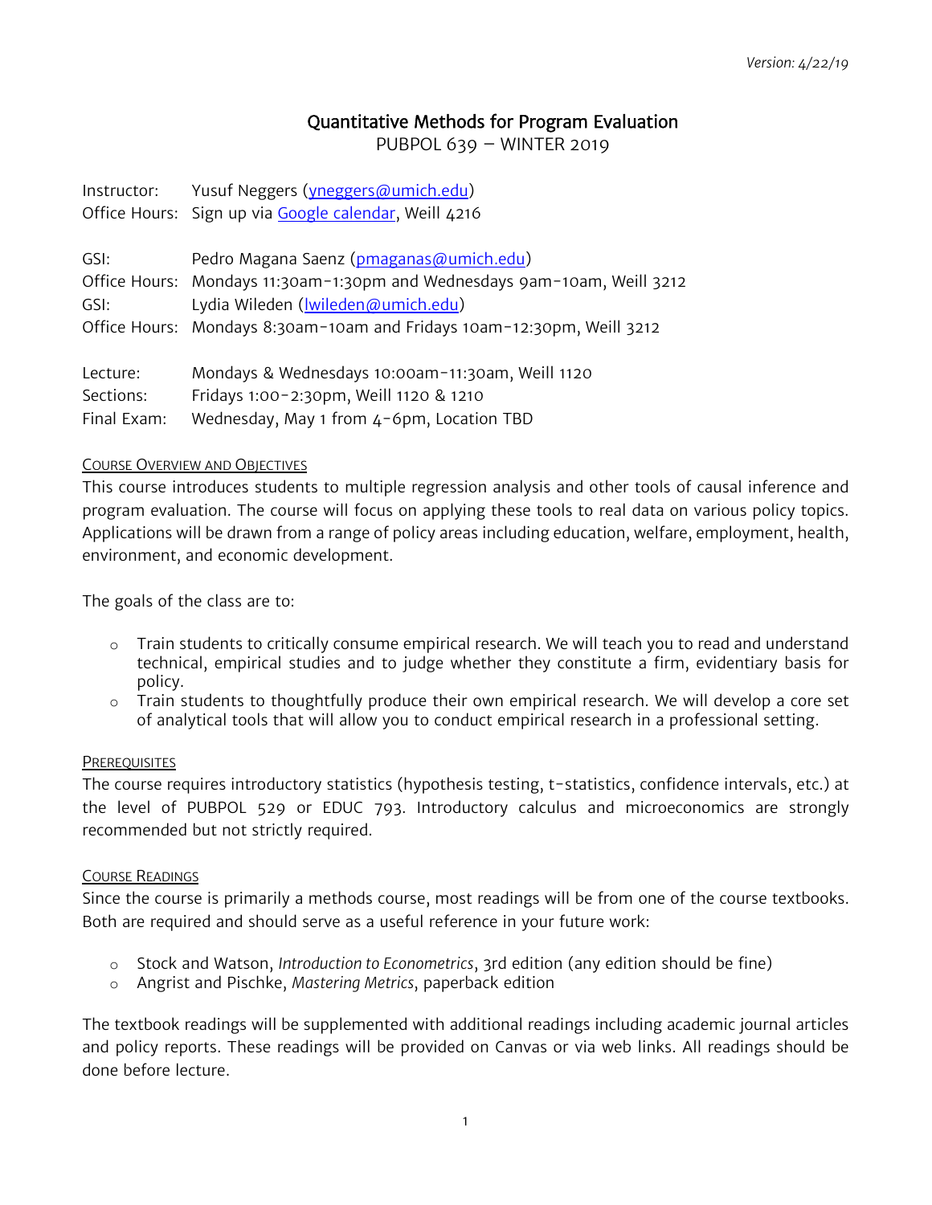*Version: 4/22/19*

# Quantitative Methods for Program Evaluation

PUBPOL 639 – WINTER 2019

Instructor: Yusuf Neggers (yneggers@umich.edu)
Office Hours: Sign up via Google calendar, Weill 4216

GSI: Pedro Magana Saenz (pmaganas@umich.edu)
Office Hours: Mondays 11:30am-1:30pm and Wednesdays 9am-10am, Weill 3212
GSI: Lydia Wileden (lwileden@umich.edu)
Office Hours: Mondays 8:30am-10am and Fridays 10am-12:30pm, Weill 3212

Lecture: Mondays & Wednesdays 10:00am-11:30am, Weill 1120
Sections: Fridays 1:00-2:30pm, Weill 1120 & 1210
Final Exam: Wednesday, May 1 from 4-6pm, Location TBD

## Course Overview and Objectives

This course introduces students to multiple regression analysis and other tools of causal inference and program evaluation. The course will focus on applying these tools to real data on various policy topics. Applications will be drawn from a range of policy areas including education, welfare, employment, health, environment, and economic development.

The goals of the class are to:

- Train students to critically consume empirical research. We will teach you to read and understand technical, empirical studies and to judge whether they constitute a firm, evidentiary basis for policy.
- Train students to thoughtfully produce their own empirical research. We will develop a core set of analytical tools that will allow you to conduct empirical research in a professional setting.

## Prerequisites

The course requires introductory statistics (hypothesis testing, t-statistics, confidence intervals, etc.) at the level of PUBPOL 529 or EDUC 793. Introductory calculus and microeconomics are strongly recommended but not strictly required.

## Course Readings

Since the course is primarily a methods course, most readings will be from one of the course textbooks. Both are required and should serve as a useful reference in your future work:

- Stock and Watson, *Introduction to Econometrics*, 3rd edition (any edition should be fine)
- Angrist and Pischke, *Mastering Metrics*, paperback edition

The textbook readings will be supplemented with additional readings including academic journal articles and policy reports. These readings will be provided on Canvas or via web links. All readings should be done before lecture.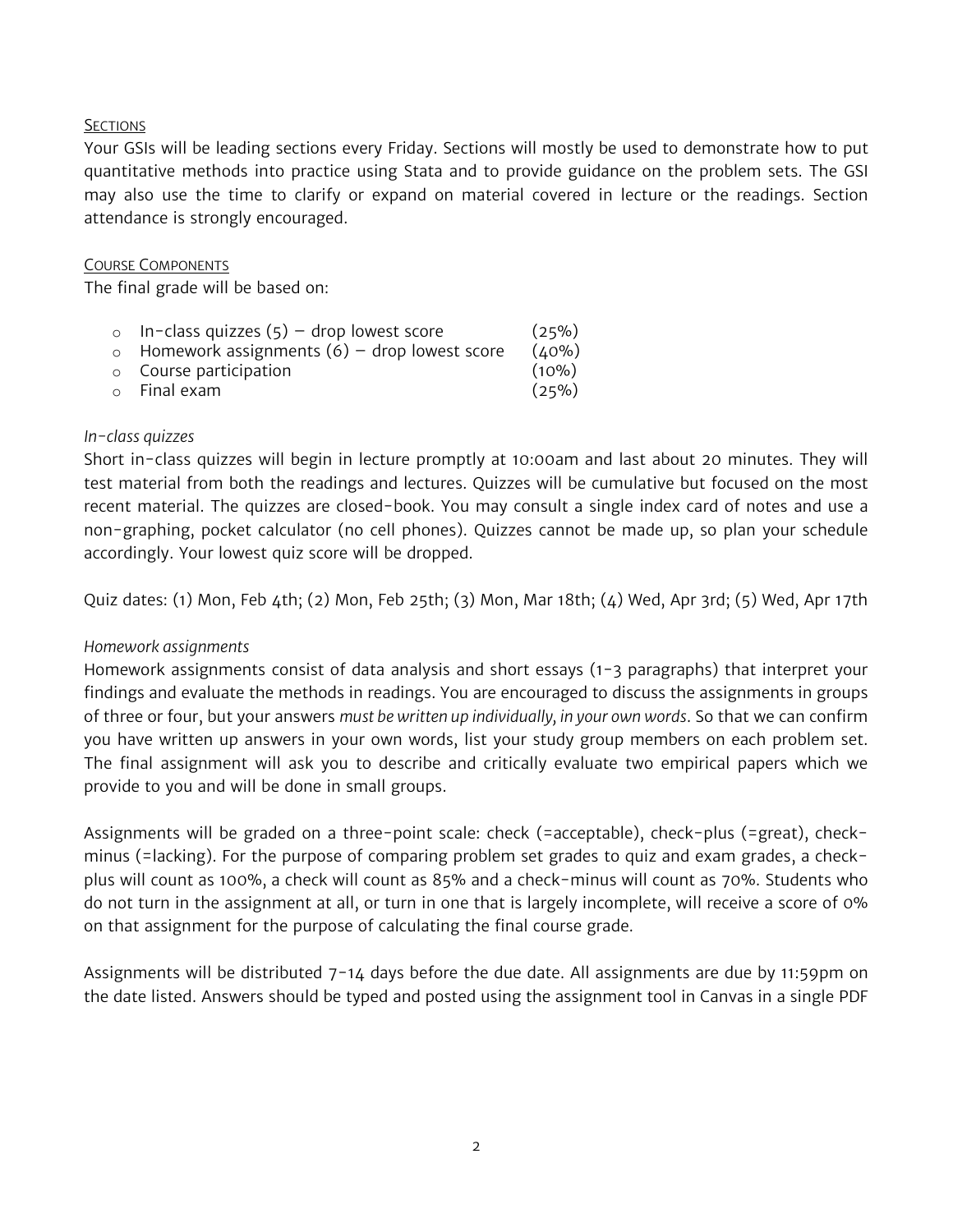## Sections

Your GSIs will be leading sections every Friday. Sections will mostly be used to demonstrate how to put quantitative methods into practice using Stata and to provide guidance on the problem sets. The GSI may also use the time to clarify or expand on material covered in lecture or the readings. Section attendance is strongly encouraged.

## Course Components

The final grade will be based on:

- In-class quizzes (5) – drop lowest score (25%)
- Homework assignments (6) – drop lowest score (40%)
- Course participation (10%)
- Final exam (25%)

*In-class quizzes*

Short in-class quizzes will begin in lecture promptly at 10:00am and last about 20 minutes. They will test material from both the readings and lectures. Quizzes will be cumulative but focused on the most recent material. The quizzes are closed-book. You may consult a single index card of notes and use a non-graphing, pocket calculator (no cell phones). Quizzes cannot be made up, so plan your schedule accordingly. Your lowest quiz score will be dropped.

Quiz dates: (1) Mon, Feb 4th; (2) Mon, Feb 25th; (3) Mon, Mar 18th; (4) Wed, Apr 3rd; (5) Wed, Apr 17th

*Homework assignments*

Homework assignments consist of data analysis and short essays (1-3 paragraphs) that interpret your findings and evaluate the methods in readings. You are encouraged to discuss the assignments in groups of three or four, but your answers *must be written up individually, in your own words*. So that we can confirm you have written up answers in your own words, list your study group members on each problem set. The final assignment will ask you to describe and critically evaluate two empirical papers which we provide to you and will be done in small groups.

Assignments will be graded on a three-point scale: check (=acceptable), check-plus (=great), check-minus (=lacking). For the purpose of comparing problem set grades to quiz and exam grades, a check-plus will count as 100%, a check will count as 85% and a check-minus will count as 70%. Students who do not turn in the assignment at all, or turn in one that is largely incomplete, will receive a score of 0% on that assignment for the purpose of calculating the final course grade.

Assignments will be distributed 7-14 days before the due date. All assignments are due by 11:59pm on the date listed. Answers should be typed and posted using the assignment tool in Canvas in a single PDF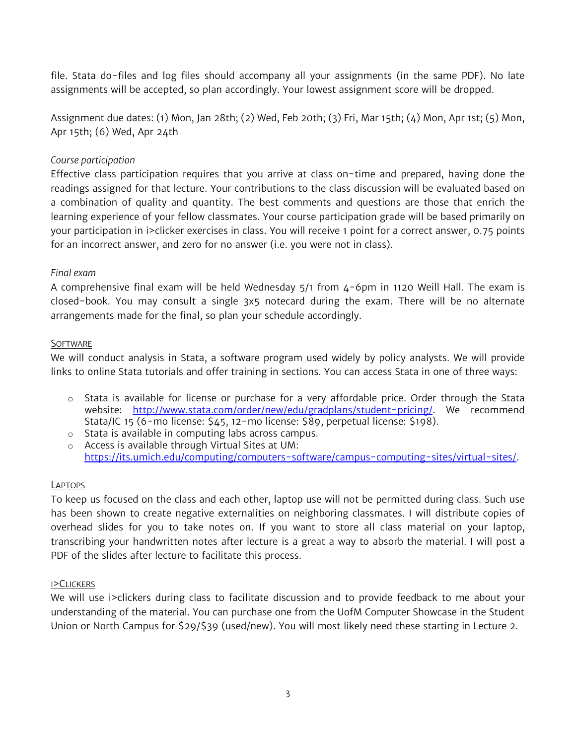file. Stata do-files and log files should accompany all your assignments (in the same PDF). No late assignments will be accepted, so plan accordingly. Your lowest assignment score will be dropped.

Assignment due dates: (1) Mon, Jan 28th; (2) Wed, Feb 20th; (3) Fri, Mar 15th; (4) Mon, Apr 1st; (5) Mon, Apr 15th; (6) Wed, Apr 24th

*Course participation*

Effective class participation requires that you arrive at class on-time and prepared, having done the readings assigned for that lecture. Your contributions to the class discussion will be evaluated based on a combination of quality and quantity. The best comments and questions are those that enrich the learning experience of your fellow classmates. Your course participation grade will be based primarily on your participation in i>clicker exercises in class. You will receive 1 point for a correct answer, 0.75 points for an incorrect answer, and zero for no answer (i.e. you were not in class).

*Final exam*

A comprehensive final exam will be held Wednesday 5/1 from 4-6pm in 1120 Weill Hall. The exam is closed-book. You may consult a single 3x5 notecard during the exam. There will be no alternate arrangements made for the final, so plan your schedule accordingly.

## Software

We will conduct analysis in Stata, a software program used widely by policy analysts. We will provide links to online Stata tutorials and offer training in sections. You can access Stata in one of three ways:

- Stata is available for license or purchase for a very affordable price. Order through the Stata website: http://www.stata.com/order/new/edu/gradplans/student-pricing/. We recommend Stata/IC 15 (6-mo license: $45, 12-mo license: $89, perpetual license: $198).
- Stata is available in computing labs across campus.
- Access is available through Virtual Sites at UM: https://its.umich.edu/computing/computers-software/campus-computing-sites/virtual-sites/.

## Laptops

To keep us focused on the class and each other, laptop use will not be permitted during class. Such use has been shown to create negative externalities on neighboring classmates. I will distribute copies of overhead slides for you to take notes on. If you want to store all class material on your laptop, transcribing your handwritten notes after lecture is a great a way to absorb the material. I will post a PDF of the slides after lecture to facilitate this process.

## i>Clickers

We will use i>clickers during class to facilitate discussion and to provide feedback to me about your understanding of the material. You can purchase one from the UofM Computer Showcase in the Student Union or North Campus for $29/$39 (used/new). You will most likely need these starting in Lecture 2.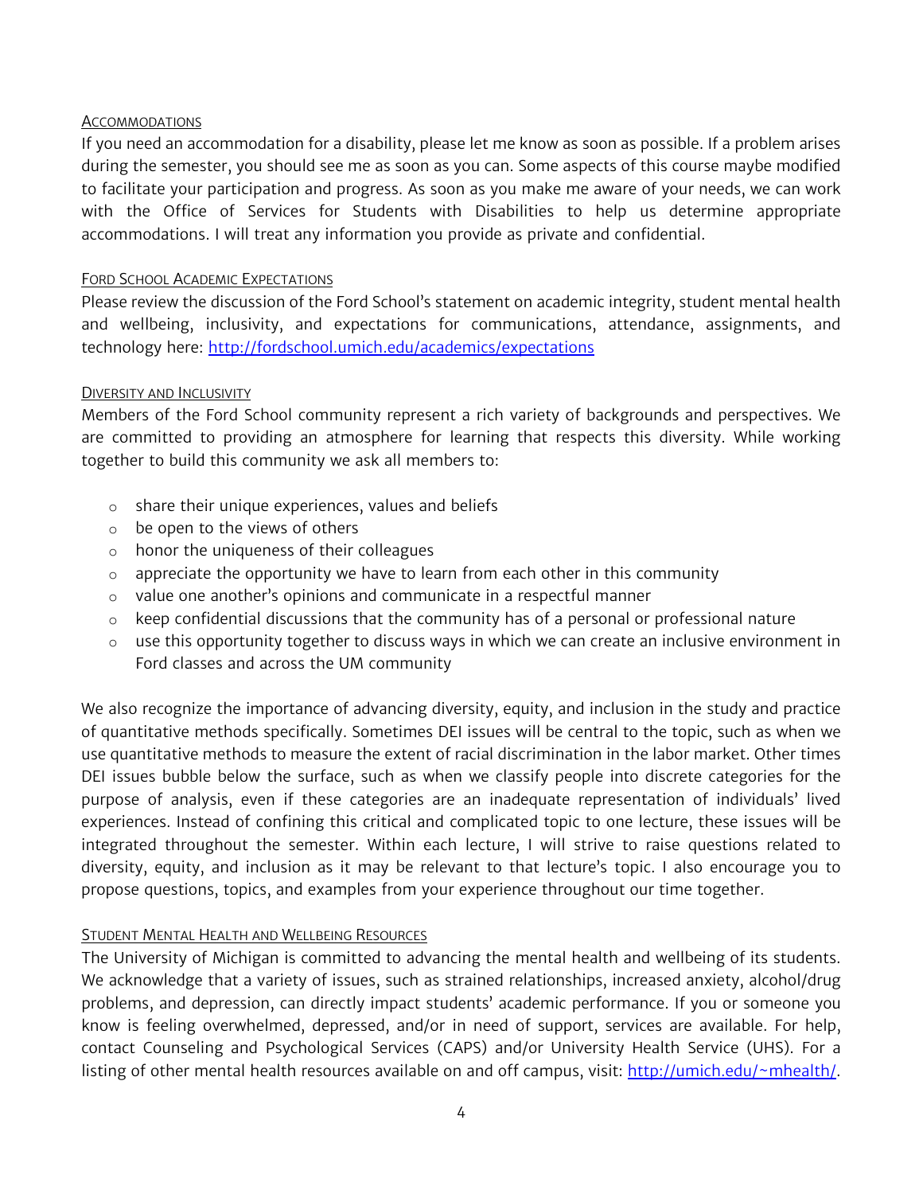## Accommodations

If you need an accommodation for a disability, please let me know as soon as possible. If a problem arises during the semester, you should see me as soon as you can. Some aspects of this course maybe modified to facilitate your participation and progress. As soon as you make me aware of your needs, we can work with the Office of Services for Students with Disabilities to help us determine appropriate accommodations. I will treat any information you provide as private and confidential.

## Ford School Academic Expectations

Please review the discussion of the Ford School's statement on academic integrity, student mental health and wellbeing, inclusivity, and expectations for communications, attendance, assignments, and technology here: [http://fordschool.umich.edu/academics/expectations](http://fordschool.umich.edu/academics/expectations)

## Diversity and Inclusivity

Members of the Ford School community represent a rich variety of backgrounds and perspectives. We are committed to providing an atmosphere for learning that respects this diversity. While working together to build this community we ask all members to:

- share their unique experiences, values and beliefs
- be open to the views of others
- honor the uniqueness of their colleagues
- appreciate the opportunity we have to learn from each other in this community
- value one another's opinions and communicate in a respectful manner
- keep confidential discussions that the community has of a personal or professional nature
- use this opportunity together to discuss ways in which we can create an inclusive environment in Ford classes and across the UM community

We also recognize the importance of advancing diversity, equity, and inclusion in the study and practice of quantitative methods specifically. Sometimes DEI issues will be central to the topic, such as when we use quantitative methods to measure the extent of racial discrimination in the labor market. Other times DEI issues bubble below the surface, such as when we classify people into discrete categories for the purpose of analysis, even if these categories are an inadequate representation of individuals' lived experiences. Instead of confining this critical and complicated topic to one lecture, these issues will be integrated throughout the semester. Within each lecture, I will strive to raise questions related to diversity, equity, and inclusion as it may be relevant to that lecture's topic. I also encourage you to propose questions, topics, and examples from your experience throughout our time together.

## Student Mental Health and Wellbeing Resources

The University of Michigan is committed to advancing the mental health and wellbeing of its students. We acknowledge that a variety of issues, such as strained relationships, increased anxiety, alcohol/drug problems, and depression, can directly impact students' academic performance. If you or someone you know is feeling overwhelmed, depressed, and/or in need of support, services are available. For help, contact Counseling and Psychological Services (CAPS) and/or University Health Service (UHS). For a listing of other mental health resources available on and off campus, visit: [http://umich.edu/~mhealth/](http://umich.edu/~mhealth/).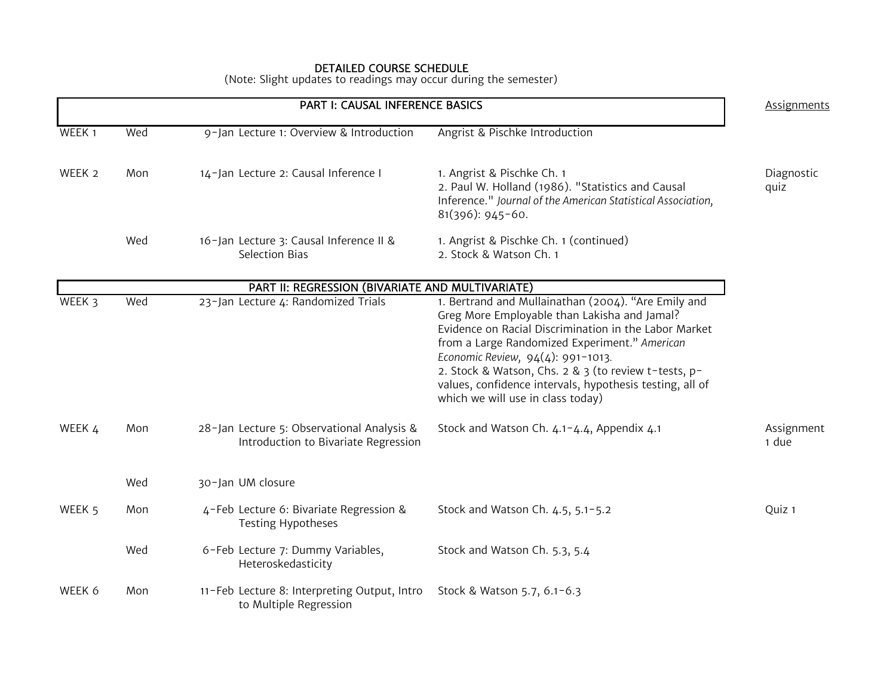## DETAILED COURSE SCHEDULE

(Note: Slight updates to readings may occur during the semester)

| | | | | | Assignments |
|---|---|---|---|---|---|
| | | | **PART I: CAUSAL INFERENCE BASICS** | | |
| WEEK 1 | Wed | 9-Jan | Lecture 1: Overview & Introduction | Angrist & Pischke Introduction | |
| WEEK 2 | Mon | 14-Jan | Lecture 2: Causal Inference I | 1. Angrist & Pischke Ch. 1<br>2. Paul W. Holland (1986). "Statistics and Causal Inference." *Journal of the American Statistical Association,* 81(396): 945-60. | Diagnostic quiz |
| | Wed | 16-Jan | Lecture 3: Causal Inference II & Selection Bias | 1. Angrist & Pischke Ch. 1 (continued)<br>2. Stock & Watson Ch. 1 | |
| | | | **PART II: REGRESSION (BIVARIATE AND MULTIVARIATE)** | | |
| WEEK 3 | Wed | 23-Jan | Lecture 4: Randomized Trials | 1. Bertrand and Mullainathan (2004). "Are Emily and Greg More Employable than Lakisha and Jamal? Evidence on Racial Discrimination in the Labor Market from a Large Randomized Experiment." *American Economic Review,* 94(4): 991-1013.<br>2. Stock & Watson, Chs. 2 & 3 (to review t-tests, p-values, confidence intervals, hypothesis testing, all of which we will use in class today) | |
| WEEK 4 | Mon | 28-Jan | Lecture 5: Observational Analysis & Introduction to Bivariate Regression | Stock and Watson Ch. 4.1-4.4, Appendix 4.1 | Assignment 1 due |
| | Wed | 30-Jan | UM closure | | |
| WEEK 5 | Mon | 4-Feb | Lecture 6: Bivariate Regression & Testing Hypotheses | Stock and Watson Ch. 4.5, 5.1-5.2 | Quiz 1 |
| | Wed | 6-Feb | Lecture 7: Dummy Variables, Heteroskedasticity | Stock and Watson Ch. 5.3, 5.4 | |
| WEEK 6 | Mon | 11-Feb | Lecture 8: Interpreting Output, Intro to Multiple Regression | Stock & Watson 5.7, 6.1-6.3 | |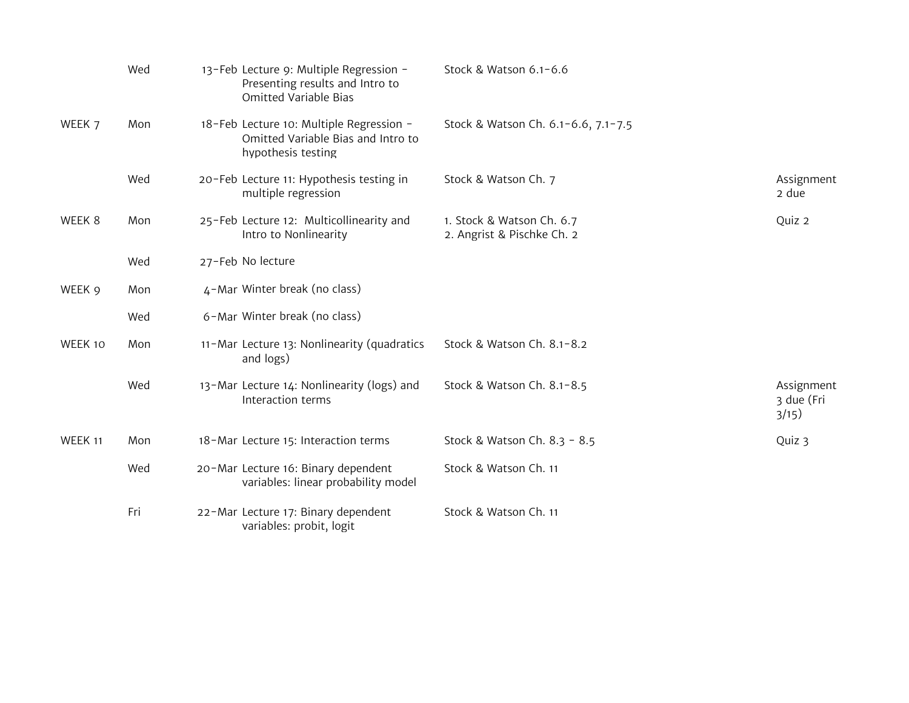| | | | | | |
|---|---|---|---|---|---|
| | Wed | 13-Feb | Lecture 9: Multiple Regression - Presenting results and Intro to Omitted Variable Bias | Stock & Watson 6.1-6.6 | |
| WEEK 7 | Mon | 18-Feb | Lecture 10: Multiple Regression - Omitted Variable Bias and Intro to hypothesis testing | Stock & Watson Ch. 6.1-6.6, 7.1-7.5 | |
| | Wed | 20-Feb | Lecture 11: Hypothesis testing in multiple regression | Stock & Watson Ch. 7 | Assignment 2 due |
| WEEK 8 | Mon | 25-Feb | Lecture 12: Multicollinearity and Intro to Nonlinearity | 1. Stock & Watson Ch. 6.7<br>2. Angrist & Pischke Ch. 2 | Quiz 2 |
| | Wed | 27-Feb | No lecture | | |
| WEEK 9 | Mon | 4-Mar | Winter break (no class) | | |
| | Wed | 6-Mar | Winter break (no class) | | |
| WEEK 10 | Mon | 11-Mar | Lecture 13: Nonlinearity (quadratics and logs) | Stock & Watson Ch. 8.1-8.2 | |
| | Wed | 13-Mar | Lecture 14: Nonlinearity (logs) and Interaction terms | Stock & Watson Ch. 8.1-8.5 | Assignment 3 due (Fri 3/15) |
| WEEK 11 | Mon | 18-Mar | Lecture 15: Interaction terms | Stock & Watson Ch. 8.3 - 8.5 | Quiz 3 |
| | Wed | 20-Mar | Lecture 16: Binary dependent variables: linear probability model | Stock & Watson Ch. 11 | |
| | Fri | 22-Mar | Lecture 17: Binary dependent variables: probit, logit | Stock & Watson Ch. 11 | |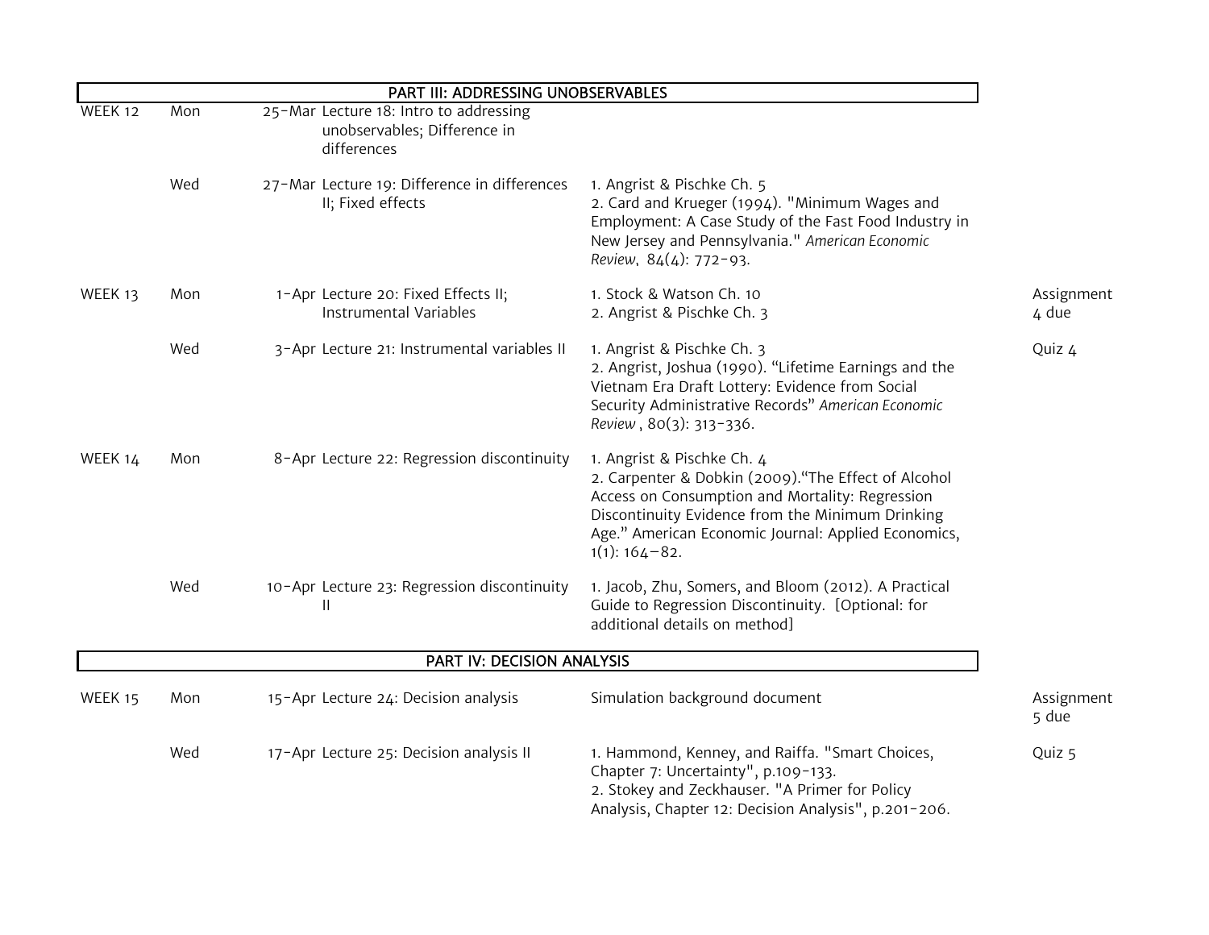| | | | | | |
|---|---|---|---|---|---|
| **PART III: ADDRESSING UNOBSERVABLES** | | | | | |
| WEEK 12 | Mon | 25-Mar | Lecture 18: Intro to addressing unobservables; Difference in differences | | |
| | Wed | 27-Mar | Lecture 19: Difference in differences II; Fixed effects | 1. Angrist & Pischke Ch. 5<br>2. Card and Krueger (1994). "Minimum Wages and Employment: A Case Study of the Fast Food Industry in New Jersey and Pennsylvania." *American Economic Review*, 84(4): 772-93. | |
| WEEK 13 | Mon | 1-Apr | Lecture 20: Fixed Effects II; Instrumental Variables | 1. Stock & Watson Ch. 10<br>2. Angrist & Pischke Ch. 3 | Assignment 4 due |
| | Wed | 3-Apr | Lecture 21: Instrumental variables II | 1. Angrist & Pischke Ch. 3<br>2. Angrist, Joshua (1990). "Lifetime Earnings and the Vietnam Era Draft Lottery: Evidence from Social Security Administrative Records" *American Economic Review*, 80(3): 313-336. | Quiz 4 |
| WEEK 14 | Mon | 8-Apr | Lecture 22: Regression discontinuity | 1. Angrist & Pischke Ch. 4<br>2. Carpenter & Dobkin (2009)."The Effect of Alcohol Access on Consumption and Mortality: Regression Discontinuity Evidence from the Minimum Drinking Age." American Economic Journal: Applied Economics, 1(1): 164–82. | |
| | Wed | 10-Apr | Lecture 23: Regression discontinuity II | 1. Jacob, Zhu, Somers, and Bloom (2012). A Practical Guide to Regression Discontinuity. [Optional: for additional details on method] | |
| **PART IV: DECISION ANALYSIS** | | | | | |
| WEEK 15 | Mon | 15-Apr | Lecture 24: Decision analysis | Simulation background document | Assignment 5 due |
| | Wed | 17-Apr | Lecture 25: Decision analysis II | 1. Hammond, Kenney, and Raiffa. "Smart Choices, Chapter 7: Uncertainty", p.109-133.<br>2. Stokey and Zeckhauser. "A Primer for Policy Analysis, Chapter 12: Decision Analysis", p.201-206. | Quiz 5 |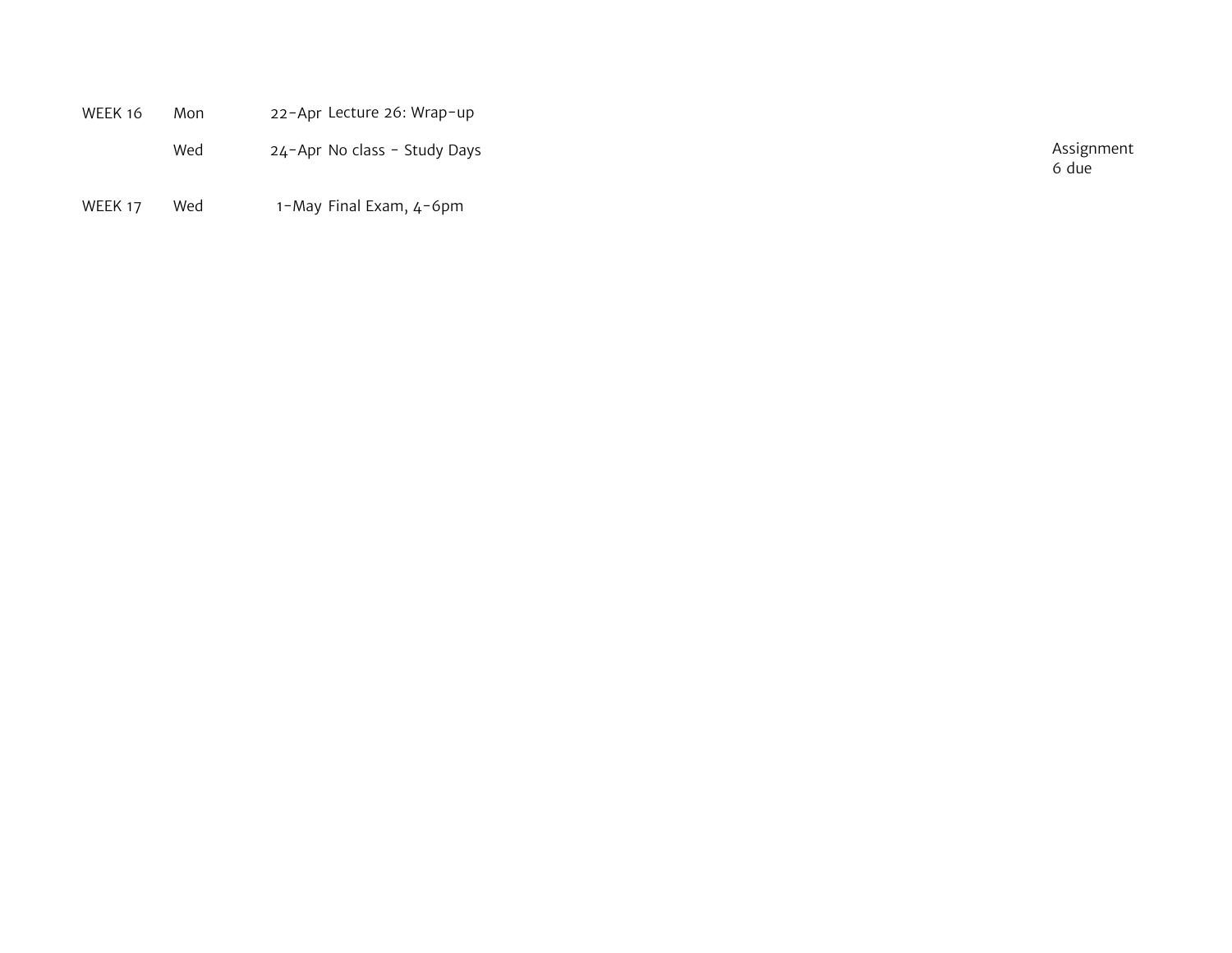| | | | | |
|---|---|---|---|---|
| WEEK 16 | Mon | 22-Apr | Lecture 26: Wrap-up | |
| | Wed | 24-Apr | No class - Study Days | Assignment 6 due |
| WEEK 17 | Wed | 1-May | Final Exam, 4-6pm | |